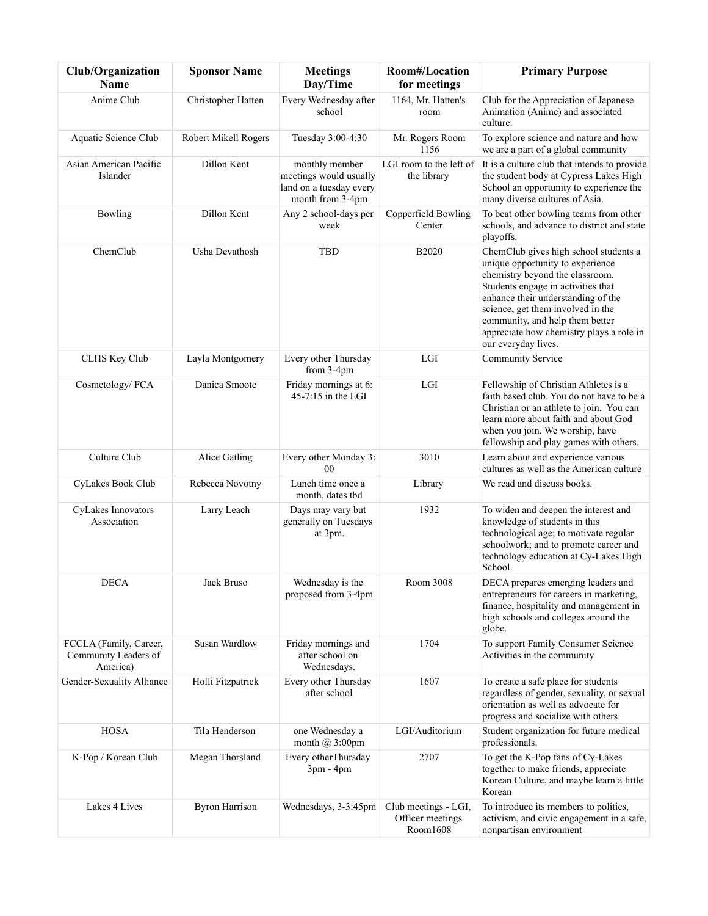| Club/Organization Name | Sponsor Name | Meetings Day/Time | Room#/Location for meetings | Primary Purpose |
| --- | --- | --- | --- | --- |
| Anime Club | Christopher Hatten | Every Wednesday after school | 1164, Mr. Hatten's room | Club for the Appreciation of Japanese Animation (Anime) and associated culture. |
| Aquatic Science Club | Robert Mikell Rogers | Tuesday 3:00-4:30 | Mr. Rogers Room 1156 | To explore science and nature and how we are a part of a global community |
| Asian American Pacific Islander | Dillon Kent | monthly member meetings would usually land on a tuesday every month from 3-4pm | LGI room to the left of the library | It is a culture club that intends to provide the student body at Cypress Lakes High School an opportunity to experience the many diverse cultures of Asia. |
| Bowling | Dillon Kent | Any 2 school-days per week | Copperfield Bowling Center | To beat other bowling teams from other schools, and advance to district and state playoffs. |
| ChemClub | Usha Devathosh | TBD | B2020 | ChemClub gives high school students a unique opportunity to experience chemistry beyond the classroom. Students engage in activities that enhance their understanding of the science, get them involved in the community, and help them better appreciate how chemistry plays a role in our everyday lives. |
| CLHS Key Club | Layla Montgomery | Every other Thursday from 3-4pm | LGI | Community Service |
| Cosmetology/ FCA | Danica Smoote | Friday mornings at 6: 45-7:15 in the LGI | LGI | Fellowship of Christian Athletes is a faith based club. You do not have to be a Christian or an athlete to join. You can learn more about faith and about God when you join. We worship, have fellowship and play games with others. |
| Culture Club | Alice Gatling | Every other Monday 3: 00 | 3010 | Learn about and experience various cultures as well as the American culture |
| CyLakes Book Club | Rebecca Novotny | Lunch time once a month, dates tbd | Library | We read and discuss books. |
| CyLakes Innovators Association | Larry Leach | Days may vary but generally on Tuesdays at 3pm. | 1932 | To widen and deepen the interest and knowledge of students in this technological age; to motivate regular schoolwork; and to promote career and technology education at Cy-Lakes High School. |
| DECA | Jack Bruso | Wednesday is the proposed from 3-4pm | Room 3008 | DECA prepares emerging leaders and entrepreneurs for careers in marketing, finance, hospitality and management in high schools and colleges around the globe. |
| FCCLA (Family, Career, Community Leaders of America) | Susan Wardlow | Friday mornings and after school on Wednesdays. | 1704 | To support Family Consumer Science Activities in the community |
| Gender-Sexuality Alliance | Holli Fitzpatrick | Every other Thursday after school | 1607 | To create a safe place for students regardless of gender, sexuality, or sexual orientation as well as advocate for progress and socialize with others. |
| HOSA | Tila Henderson | one Wednesday a month @ 3:00pm | LGI/Auditorium | Student organization for future medical professionals. |
| K-Pop / Korean Club | Megan Thorsland | Every otherThursday 3pm - 4pm | 2707 | To get the K-Pop fans of Cy-Lakes together to make friends, appreciate Korean Culture, and maybe learn a little Korean |
| Lakes 4 Lives | Byron Harrison | Wednesdays, 3-3:45pm | Club meetings - LGI, Officer meetings Room1608 | To introduce its members to politics, activism, and civic engagement in a safe, nonpartisan environment |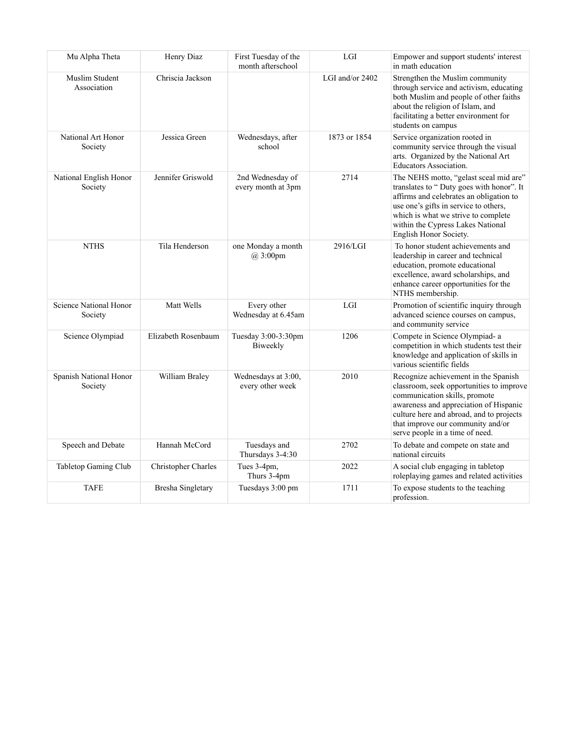| | | | | |
|---|---|---|---|---|
| Mu Alpha Theta | Henry Diaz | First Tuesday of the month afterschool | LGI | Empower and support students' interest in math education |
| Muslim Student Association | Chriscia Jackson | | LGI and/or 2402 | Strengthen the Muslim community through service and activism, educating both Muslim and people of other faiths about the religion of Islam, and facilitating a better environment for students on campus |
| National Art Honor Society | Jessica Green | Wednesdays, after school | 1873 or 1854 | Service organization rooted in community service through the visual arts. Organized by the National Art Educators Association. |
| National English Honor Society | Jennifer Griswold | 2nd Wednesday of every month at 3pm | 2714 | The NEHS motto, "gelast sceal mid are" translates to " Duty goes with honor". It affirms and celebrates an obligation to use one's gifts in service to others, which is what we strive to complete within the Cypress Lakes National English Honor Society. |
| NTHS | Tila Henderson | one Monday a month @ 3:00pm | 2916/LGI | To honor student achievements and leadership in career and technical education, promote educational excellence, award scholarships, and enhance career opportunities for the NTHS membership. |
| Science National Honor Society | Matt Wells | Every other Wednesday at 6.45am | LGI | Promotion of scientific inquiry through advanced science courses on campus, and community service |
| Science Olympiad | Elizabeth Rosenbaum | Tuesday 3:00-3:30pm Biweekly | 1206 | Compete in Science Olympiad- a competition in which students test their knowledge and application of skills in various scientific fields |
| Spanish National Honor Society | William Braley | Wednesdays at 3:00, every other week | 2010 | Recognize achievement in the Spanish classroom, seek opportunities to improve communication skills, promote awareness and appreciation of Hispanic culture here and abroad, and to projects that improve our community and/or serve people in a time of need. |
| Speech and Debate | Hannah McCord | Tuesdays and Thursdays 3-4:30 | 2702 | To debate and compete on state and national circuits |
| Tabletop Gaming Club | Christopher Charles | Tues 3-4pm, Thurs 3-4pm | 2022 | A social club engaging in tabletop roleplaying games and related activities |
| TAFE | Bresha Singletary | Tuesdays 3:00 pm | 1711 | To expose students to the teaching profession. |